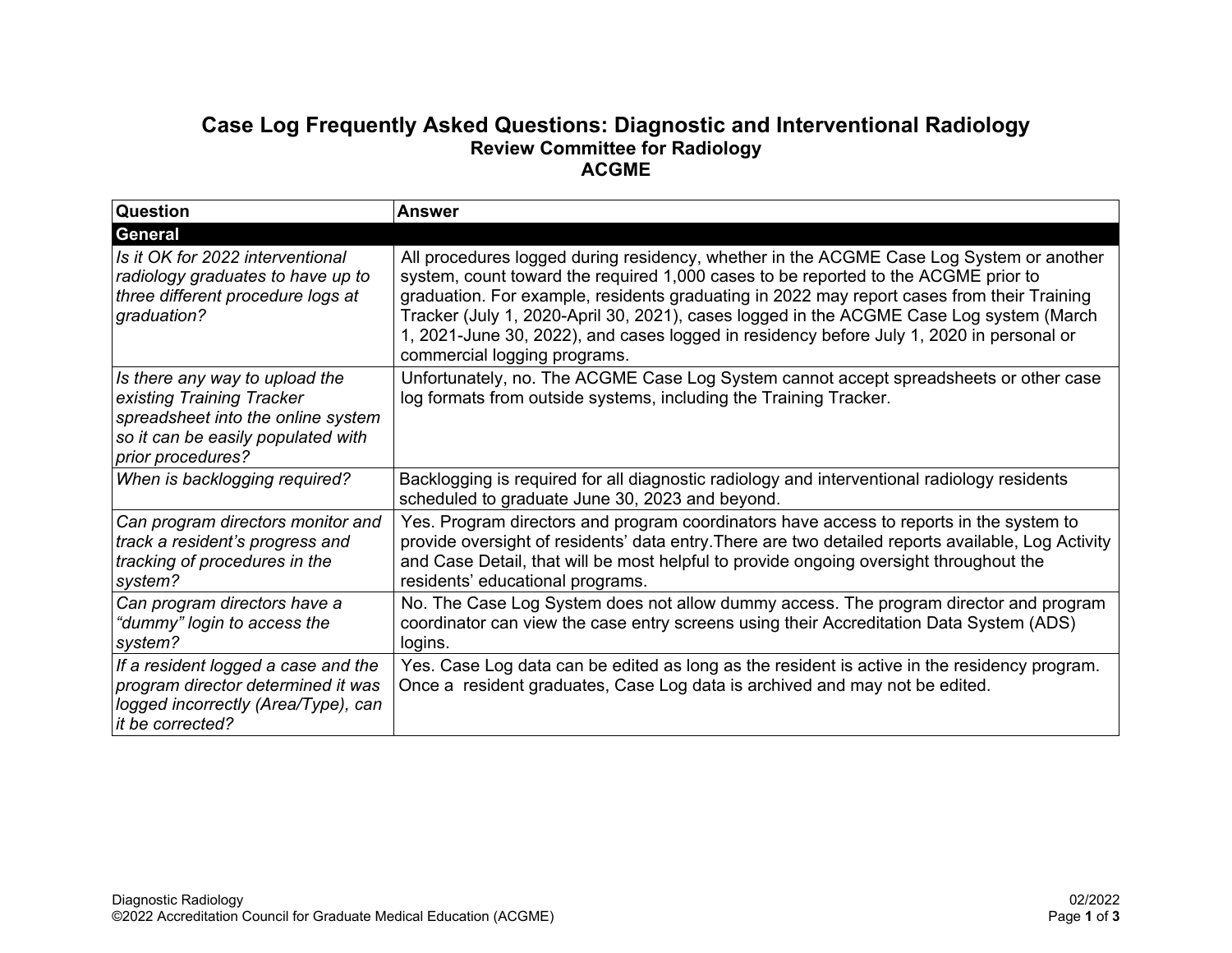# Case Log Frequently Asked Questions: Diagnostic and Interventional Radiology

## Review Committee for Radiology

## ACGME

| Question | Answer |
| --- | --- |
| **General** | |
| *Is it OK for 2022 interventional radiology graduates to have up to three different procedure logs at graduation?* | All procedures logged during residency, whether in the ACGME Case Log System or another system, count toward the required 1,000 cases to be reported to the ACGME prior to graduation. For example, residents graduating in 2022 may report cases from their Training Tracker (July 1, 2020-April 30, 2021), cases logged in the ACGME Case Log system (March 1, 2021-June 30, 2022), and cases logged in residency before July 1, 2020 in personal or commercial logging programs. |
| *Is there any way to upload the existing Training Tracker spreadsheet into the online system so it can be easily populated with prior procedures?* | Unfortunately, no. The ACGME Case Log System cannot accept spreadsheets or other case log formats from outside systems, including the Training Tracker. |
| *When is backlogging required?* | Backlogging is required for all diagnostic radiology and interventional radiology residents scheduled to graduate June 30, 2023 and beyond. |
| *Can program directors monitor and track a resident's progress and tracking of procedures in the system?* | Yes. Program directors and program coordinators have access to reports in the system to provide oversight of residents' data entry.There are two detailed reports available, Log Activity and Case Detail, that will be most helpful to provide ongoing oversight throughout the residents' educational programs. |
| *Can program directors have a "dummy" login to access the system?* | No. The Case Log System does not allow dummy access. The program director and program coordinator can view the case entry screens using their Accreditation Data System (ADS) logins. |
| *If a resident logged a case and the program director determined it was logged incorrectly (Area/Type), can it be corrected?* | Yes. Case Log data can be edited as long as the resident is active in the residency program. Once a resident graduates, Case Log data is archived and may not be edited. |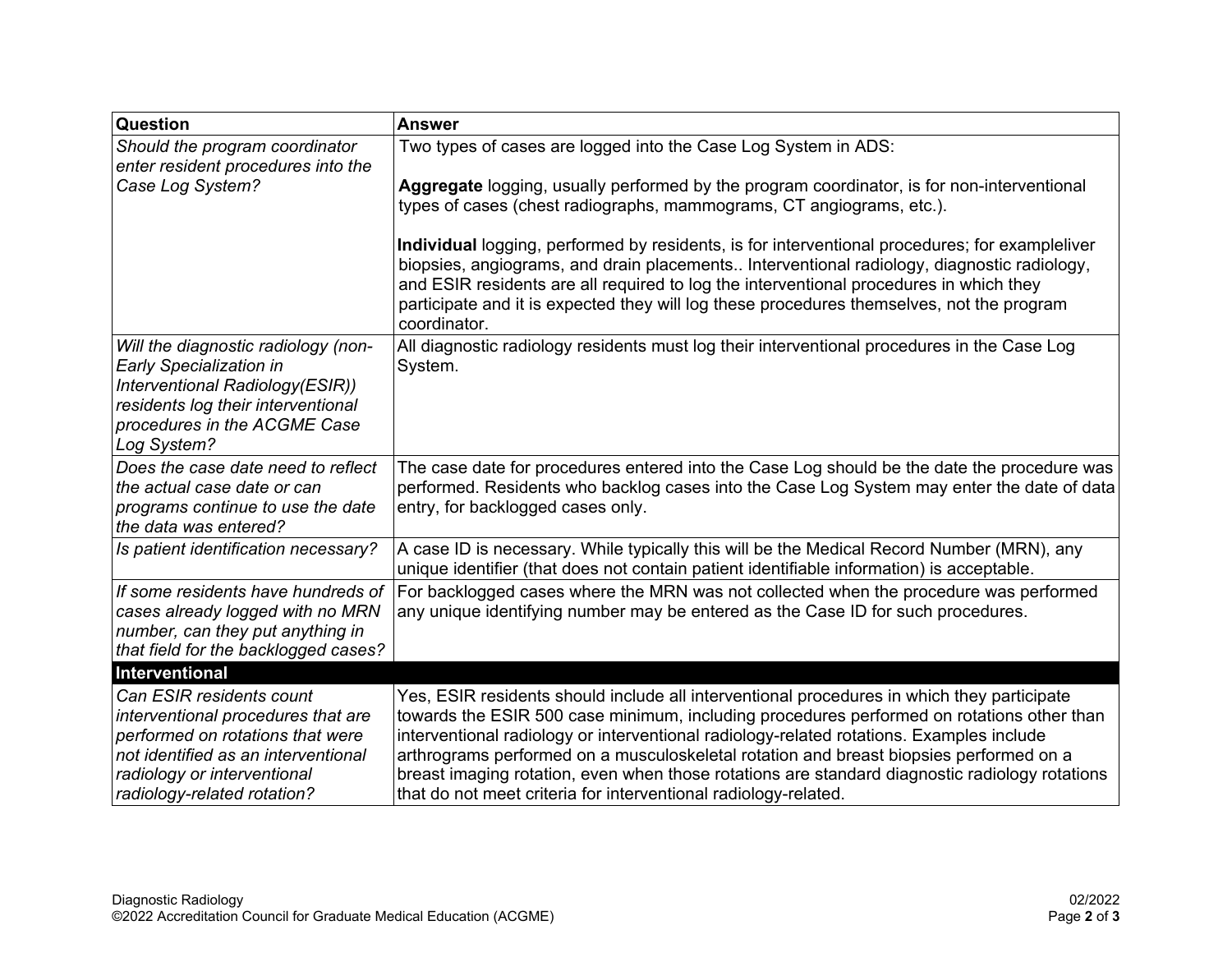| Question | Answer |
| --- | --- |
| *Should the program coordinator enter resident procedures into the Case Log System?* | Two types of cases are logged into the Case Log System in ADS:<br><br>**Aggregate** logging, usually performed by the program coordinator, is for non-interventional types of cases (chest radiographs, mammograms, CT angiograms, etc.).<br><br>**Individual** logging, performed by residents, is for interventional procedures; for exampleliver biopsies, angiograms, and drain placements.. Interventional radiology, diagnostic radiology, and ESIR residents are all required to log the interventional procedures in which they participate and it is expected they will log these procedures themselves, not the program coordinator. |
| *Will the diagnostic radiology (non-Early Specialization in Interventional Radiology(ESIR)) residents log their interventional procedures in the ACGME Case Log System?* | All diagnostic radiology residents must log their interventional procedures in the Case Log System. |
| *Does the case date need to reflect the actual case date or can programs continue to use the date the data was entered?* | The case date for procedures entered into the Case Log should be the date the procedure was performed. Residents who backlog cases into the Case Log System may enter the date of data entry, for backlogged cases only. |
| *Is patient identification necessary?* | A case ID is necessary. While typically this will be the Medical Record Number (MRN), any unique identifier (that does not contain patient identifiable information) is acceptable. |
| *If some residents have hundreds of cases already logged with no MRN number, can they put anything in that field for the backlogged cases?* | For backlogged cases where the MRN was not collected when the procedure was performed any unique identifying number may be entered as the Case ID for such procedures. |
| **Interventional** | |
| *Can ESIR residents count interventional procedures that are performed on rotations that were not identified as an interventional radiology or interventional radiology-related rotation?* | Yes, ESIR residents should include all interventional procedures in which they participate towards the ESIR 500 case minimum, including procedures performed on rotations other than interventional radiology or interventional radiology-related rotations. Examples include arthrograms performed on a musculoskeletal rotation and breast biopsies performed on a breast imaging rotation, even when those rotations are standard diagnostic radiology rotations that do not meet criteria for interventional radiology-related. |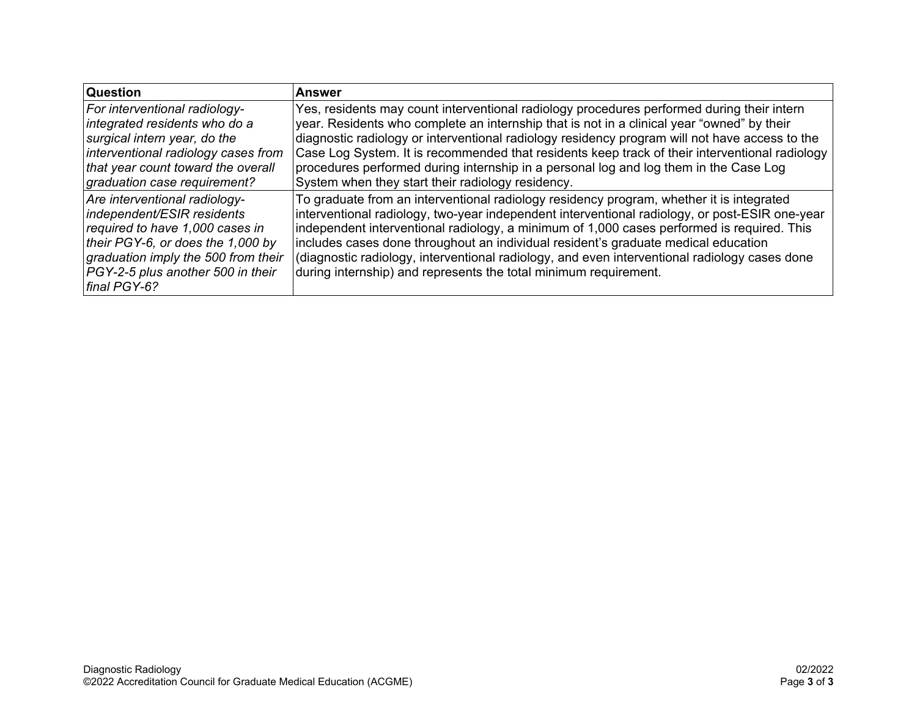| Question | Answer |
|---|---|
| *For interventional radiology-integrated residents who do a surgical intern year, do the interventional radiology cases from that year count toward the overall graduation case requirement?* | Yes, residents may count interventional radiology procedures performed during their intern year. Residents who complete an internship that is not in a clinical year "owned" by their diagnostic radiology or interventional radiology residency program will not have access to the Case Log System. It is recommended that residents keep track of their interventional radiology procedures performed during internship in a personal log and log them in the Case Log System when they start their radiology residency. |
| *Are interventional radiology-independent/ESIR residents required to have 1,000 cases in their PGY-6, or does the 1,000 by graduation imply the 500 from their PGY-2-5 plus another 500 in their final PGY-6?* | To graduate from an interventional radiology residency program, whether it is integrated interventional radiology, two-year independent interventional radiology, or post-ESIR one-year independent interventional radiology, a minimum of 1,000 cases performed is required. This includes cases done throughout an individual resident's graduate medical education (diagnostic radiology, interventional radiology, and even interventional radiology cases done during internship) and represents the total minimum requirement. |